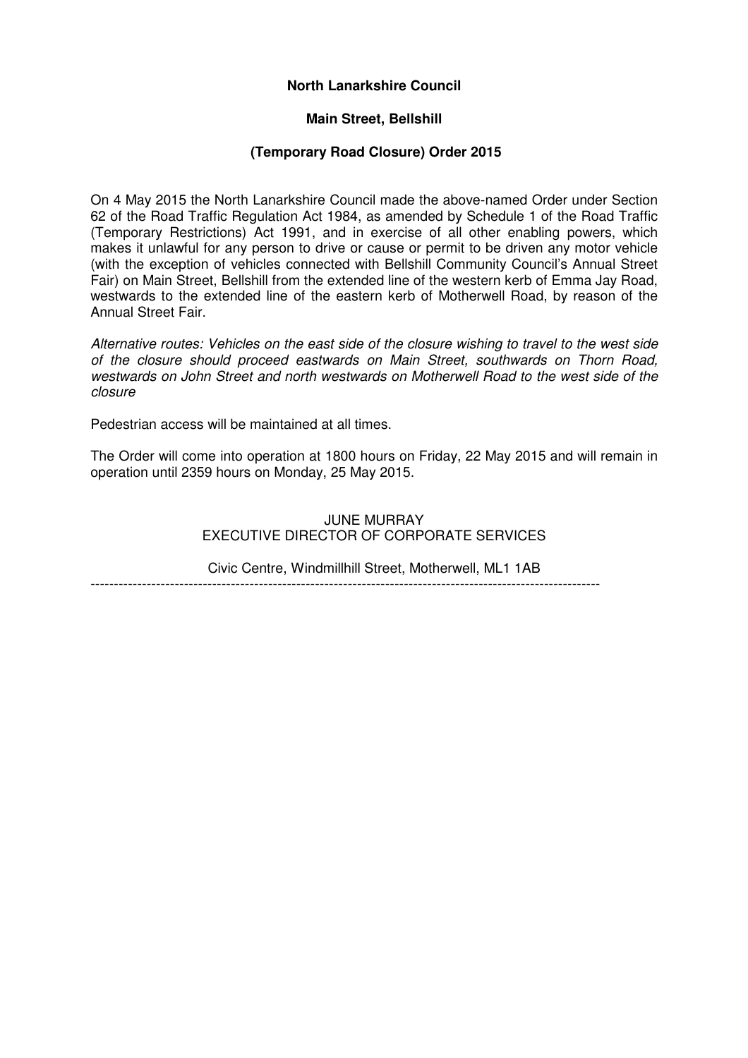**North Lanarkshire Council**

**Main Street, Bellshill**

**(Temporary Road Closure) Order 2015**

On 4 May 2015 the North Lanarkshire Council made the above-named Order under Section 62 of the Road Traffic Regulation Act 1984, as amended by Schedule 1 of the Road Traffic (Temporary Restrictions) Act 1991, and in exercise of all other enabling powers, which makes it unlawful for any person to drive or cause or permit to be driven any motor vehicle (with the exception of vehicles connected with Bellshill Community Council's Annual Street Fair) on Main Street, Bellshill from the extended line of the western kerb of Emma Jay Road, westwards to the extended line of the eastern kerb of Motherwell Road, by reason of the Annual Street Fair.

*Alternative routes: Vehicles on the east side of the closure wishing to travel to the west side of the closure should proceed eastwards on Main Street, southwards on Thorn Road, westwards on John Street and north westwards on Motherwell Road to the west side of the closure*

Pedestrian access will be maintained at all times.

The Order will come into operation at 1800 hours on Friday, 22 May 2015 and will remain in operation until 2359 hours on Monday, 25 May 2015.

JUNE MURRAY
EXECUTIVE DIRECTOR OF CORPORATE SERVICES

Civic Centre, Windmillhill Street, Motherwell, ML1 1AB

---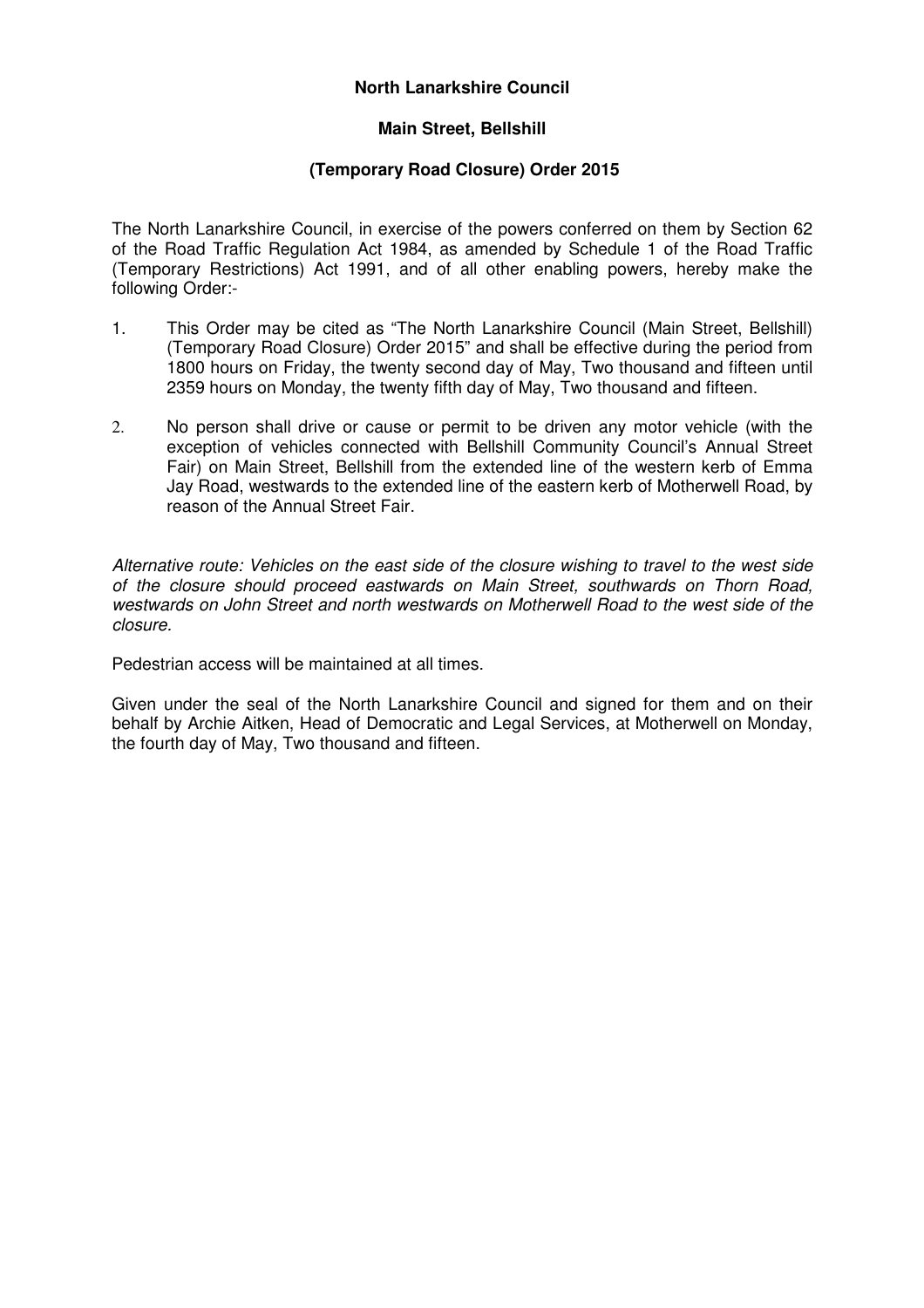**North Lanarkshire Council**

**Main Street, Bellshill**

**(Temporary Road Closure) Order 2015**

The North Lanarkshire Council, in exercise of the powers conferred on them by Section 62 of the Road Traffic Regulation Act 1984, as amended by Schedule 1 of the Road Traffic (Temporary Restrictions) Act 1991, and of all other enabling powers, hereby make the following Order:-

1. This Order may be cited as "The North Lanarkshire Council (Main Street, Bellshill) (Temporary Road Closure) Order 2015" and shall be effective during the period from 1800 hours on Friday, the twenty second day of May, Two thousand and fifteen until 2359 hours on Monday, the twenty fifth day of May, Two thousand and fifteen.

2. No person shall drive or cause or permit to be driven any motor vehicle (with the exception of vehicles connected with Bellshill Community Council's Annual Street Fair) on Main Street, Bellshill from the extended line of the western kerb of Emma Jay Road, westwards to the extended line of the eastern kerb of Motherwell Road, by reason of the Annual Street Fair.

*Alternative route: Vehicles on the east side of the closure wishing to travel to the west side of the closure should proceed eastwards on Main Street, southwards on Thorn Road, westwards on John Street and north westwards on Motherwell Road to the west side of the closure.*

Pedestrian access will be maintained at all times.

Given under the seal of the North Lanarkshire Council and signed for them and on their behalf by Archie Aitken, Head of Democratic and Legal Services, at Motherwell on Monday, the fourth day of May, Two thousand and fifteen.